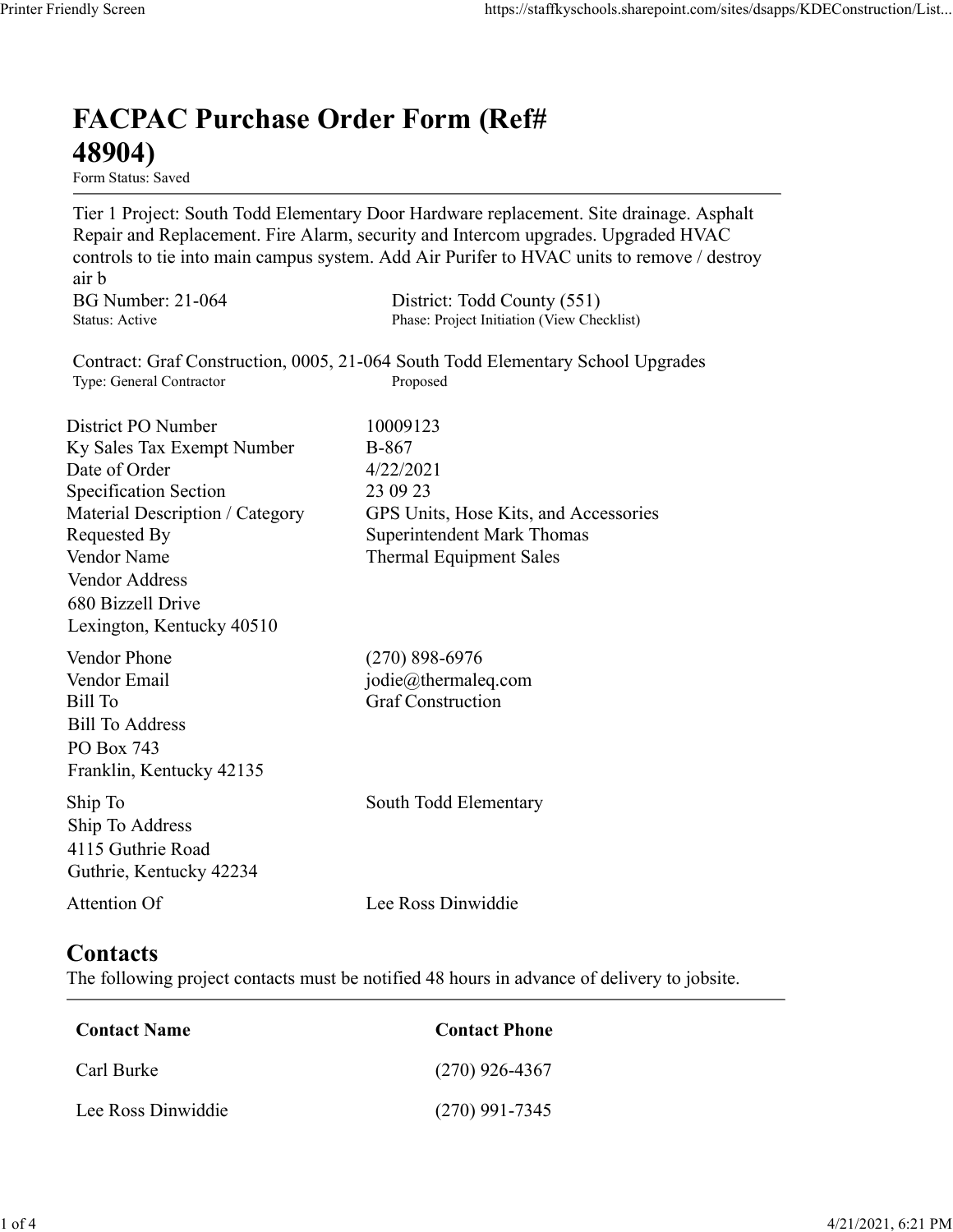# FACPAC Purchase Order Form (Ref# 48904)

Form Status: Saved

Tier 1 Project: South Todd Elementary Door Hardware replacement. Site drainage. Asphalt Repair and Replacement. Fire Alarm, security and Intercom upgrades. Upgraded HVAC controls to tie into main campus system. Add Air Purifer to HVAC units to remove / destroy air b

BG Number: 21-064 | District: Todd County (551)
Status: Active | Phase: Project Initiation (View Checklist)

Contract: Graf Construction, 0005, 21-064 South Todd Elementary School Upgrades
Type: General Contractor | Proposed

| | |
|---|---|
| District PO Number | 10009123 |
| Ky Sales Tax Exempt Number | B-867 |
| Date of Order | 4/22/2021 |
| Specification Section | 23 09 23 |
| Material Description / Category | GPS Units, Hose Kits, and Accessories |
| Requested By | Superintendent Mark Thomas |
| Vendor Name | Thermal Equipment Sales |
| Vendor Address | 680 Bizzell Drive<br>Lexington, Kentucky 40510 |
| Vendor Phone | (270) 898-6976 |
| Vendor Email | jodie@thermaleq.com |
| Bill To | Graf Construction |
| Bill To Address | PO Box 743<br>Franklin, Kentucky 42135 |
| Ship To | South Todd Elementary |
| Ship To Address | 4115 Guthrie Road<br>Guthrie, Kentucky 42234 |
| Attention Of | Lee Ross Dinwiddie |

## Contacts

The following project contacts must be notified 48 hours in advance of delivery to jobsite.

| Contact Name | Contact Phone |
|---|---|
| Carl Burke | (270) 926-4367 |
| Lee Ross Dinwiddie | (270) 991-7345 |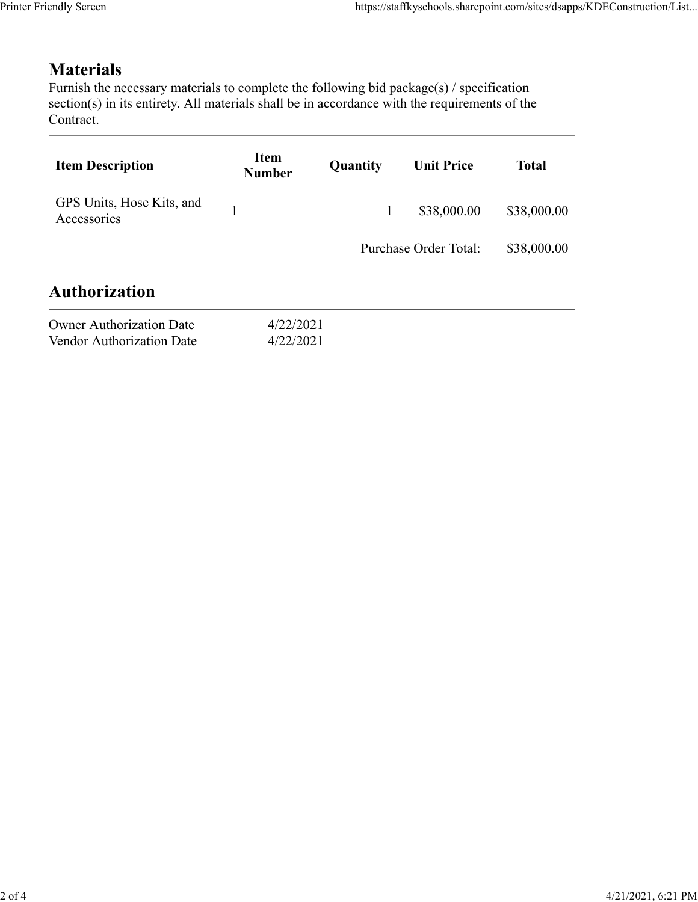## Materials

Furnish the necessary materials to complete the following bid package(s) / specification section(s) in its entirety. All materials shall be in accordance with the requirements of the Contract.

| Item Description | Item Number | Quantity | Unit Price | Total |
|---|---|---|---|---|
| GPS Units, Hose Kits, and Accessories | 1 | 1 | $38,000.00 | $38,000.00 |
| | | | Purchase Order Total: | $38,000.00 |

## Authorization

| | |
|---|---|
| Owner Authorization Date | 4/22/2021 |
| Vendor Authorization Date | 4/22/2021 |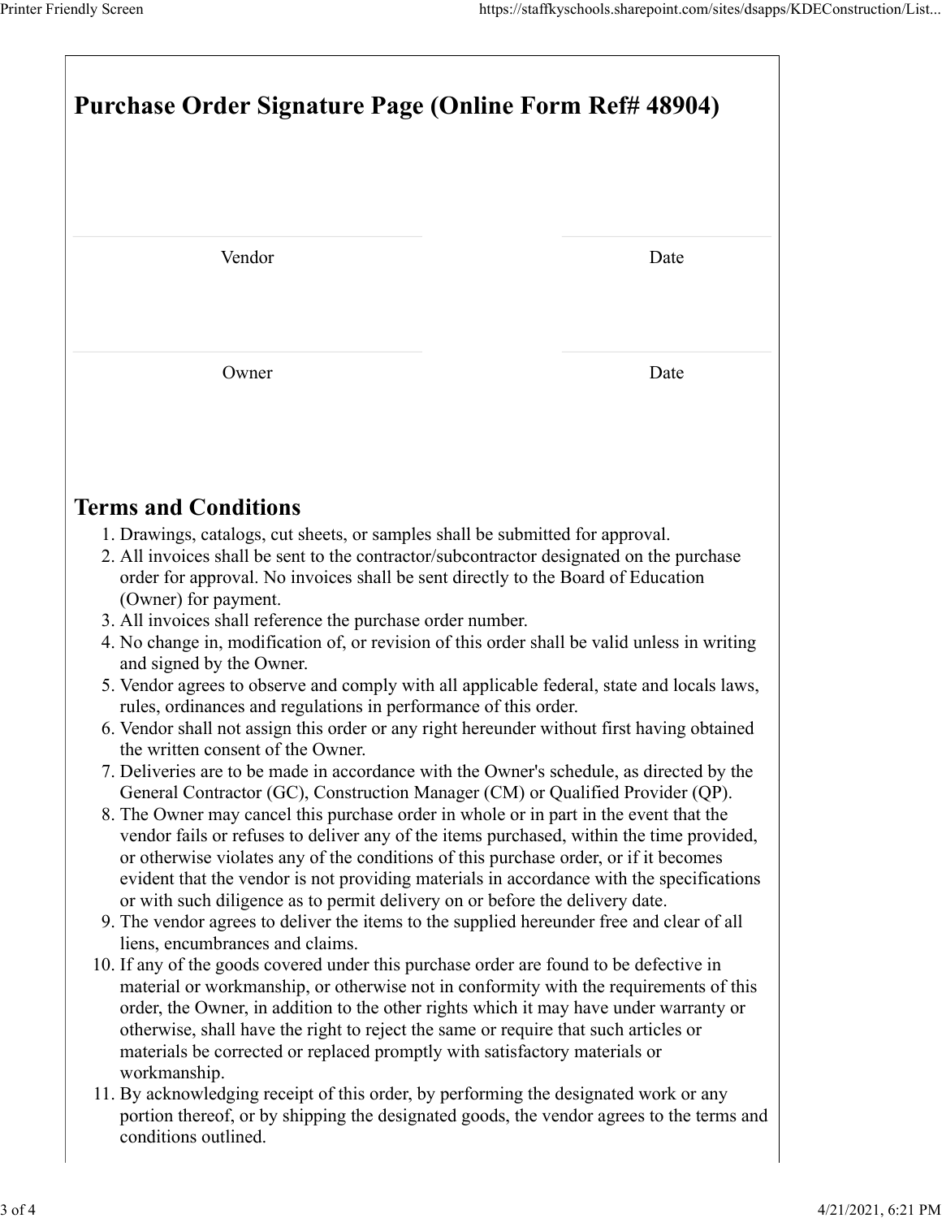# Purchase Order Signature Page (Online Form Ref# 48904)

| Vendor | Date |
|---|---|
| Owner | Date |

## Terms and Conditions

1. Drawings, catalogs, cut sheets, or samples shall be submitted for approval.
2. All invoices shall be sent to the contractor/subcontractor designated on the purchase order for approval. No invoices shall be sent directly to the Board of Education (Owner) for payment.
3. All invoices shall reference the purchase order number.
4. No change in, modification of, or revision of this order shall be valid unless in writing and signed by the Owner.
5. Vendor agrees to observe and comply with all applicable federal, state and locals laws, rules, ordinances and regulations in performance of this order.
6. Vendor shall not assign this order or any right hereunder without first having obtained the written consent of the Owner.
7. Deliveries are to be made in accordance with the Owner's schedule, as directed by the General Contractor (GC), Construction Manager (CM) or Qualified Provider (QP).
8. The Owner may cancel this purchase order in whole or in part in the event that the vendor fails or refuses to deliver any of the items purchased, within the time provided, or otherwise violates any of the conditions of this purchase order, or if it becomes evident that the vendor is not providing materials in accordance with the specifications or with such diligence as to permit delivery on or before the delivery date.
9. The vendor agrees to deliver the items to the supplied hereunder free and clear of all liens, encumbrances and claims.
10. If any of the goods covered under this purchase order are found to be defective in material or workmanship, or otherwise not in conformity with the requirements of this order, the Owner, in addition to the other rights which it may have under warranty or otherwise, shall have the right to reject the same or require that such articles or materials be corrected or replaced promptly with satisfactory materials or workmanship.
11. By acknowledging receipt of this order, by performing the designated work or any portion thereof, or by shipping the designated goods, the vendor agrees to the terms and conditions outlined.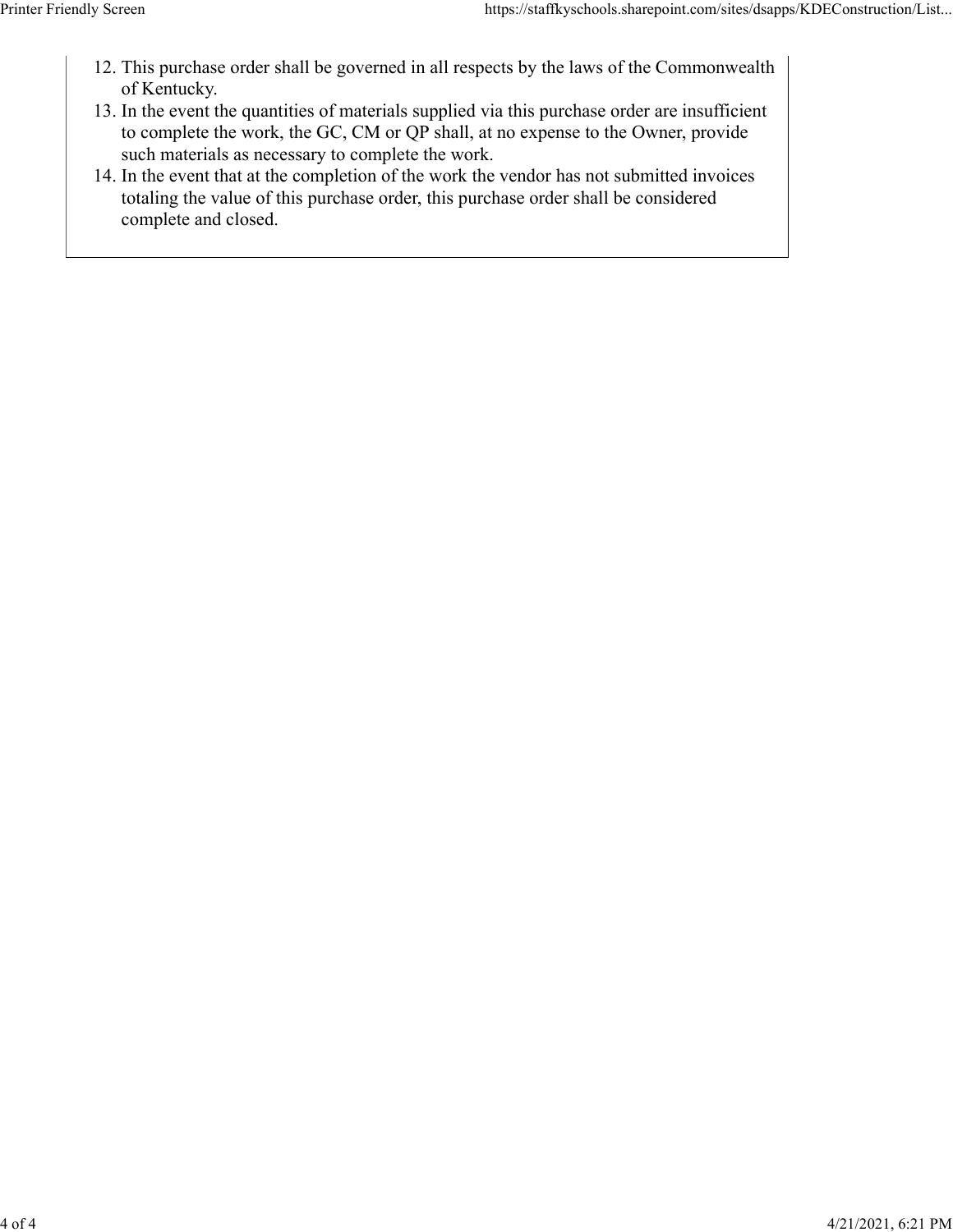12. This purchase order shall be governed in all respects by the laws of the Commonwealth of Kentucky.
13. In the event the quantities of materials supplied via this purchase order are insufficient to complete the work, the GC, CM or QP shall, at no expense to the Owner, provide such materials as necessary to complete the work.
14. In the event that at the completion of the work the vendor has not submitted invoices totaling the value of this purchase order, this purchase order shall be considered complete and closed.